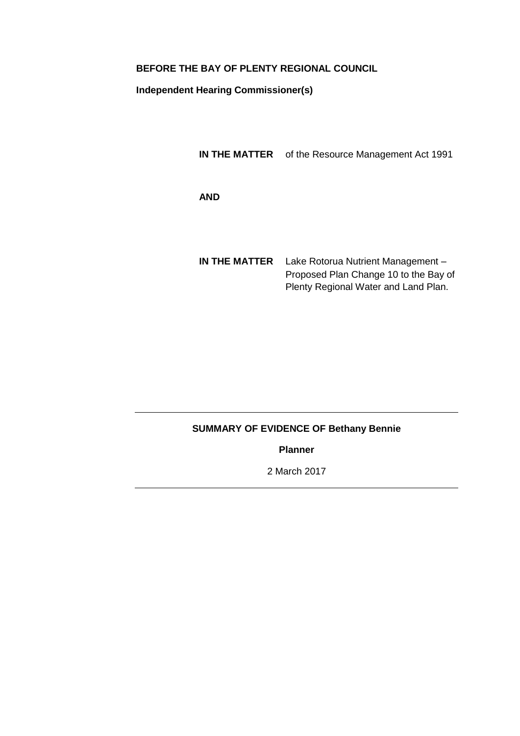**BEFORE THE BAY OF PLENTY REGIONAL COUNCIL**

**Independent Hearing Commissioner(s)**

**IN THE MATTER** of the Resource Management Act 1991

**AND**

**IN THE MATTER** Lake Rotorua Nutrient Management – Proposed Plan Change 10 to the Bay of Plenty Regional Water and Land Plan.

---

**SUMMARY OF EVIDENCE OF Bethany Bennie**

**Planner**

2 March 2017

---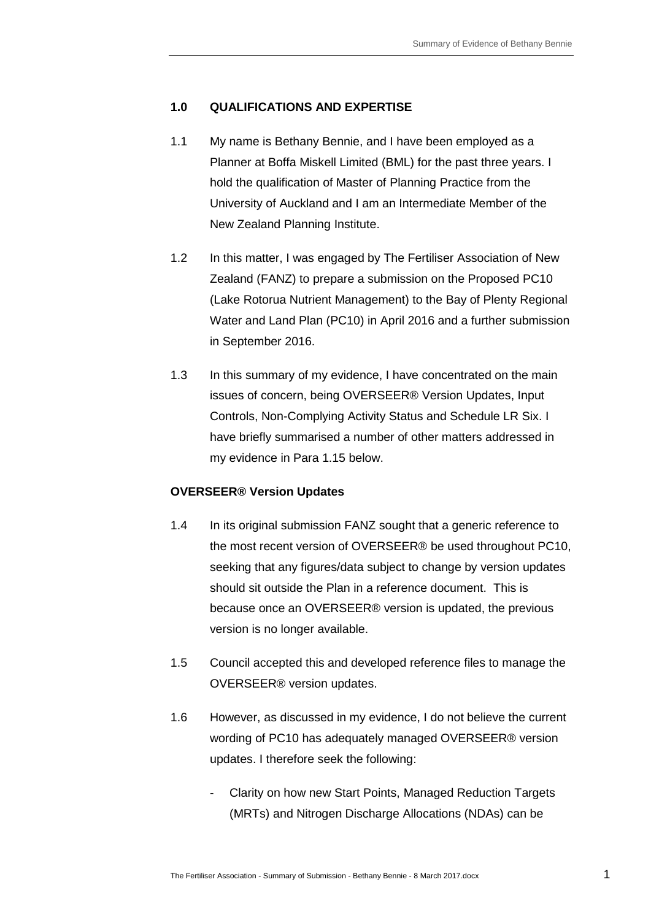## 1.0 QUALIFICATIONS AND EXPERTISE

1.1 My name is Bethany Bennie, and I have been employed as a Planner at Boffa Miskell Limited (BML) for the past three years. I hold the qualification of Master of Planning Practice from the University of Auckland and I am an Intermediate Member of the New Zealand Planning Institute.

1.2 In this matter, I was engaged by The Fertiliser Association of New Zealand (FANZ) to prepare a submission on the Proposed PC10 (Lake Rotorua Nutrient Management) to the Bay of Plenty Regional Water and Land Plan (PC10) in April 2016 and a further submission in September 2016.

1.3 In this summary of my evidence, I have concentrated on the main issues of concern, being OVERSEER® Version Updates, Input Controls, Non-Complying Activity Status and Schedule LR Six. I have briefly summarised a number of other matters addressed in my evidence in Para 1.15 below.

**OVERSEER® Version Updates**

1.4 In its original submission FANZ sought that a generic reference to the most recent version of OVERSEER® be used throughout PC10, seeking that any figures/data subject to change by version updates should sit outside the Plan in a reference document. This is because once an OVERSEER® version is updated, the previous version is no longer available.

1.5 Council accepted this and developed reference files to manage the OVERSEER® version updates.

1.6 However, as discussed in my evidence, I do not believe the current wording of PC10 has adequately managed OVERSEER® version updates. I therefore seek the following:

- Clarity on how new Start Points, Managed Reduction Targets (MRTs) and Nitrogen Discharge Allocations (NDAs) can be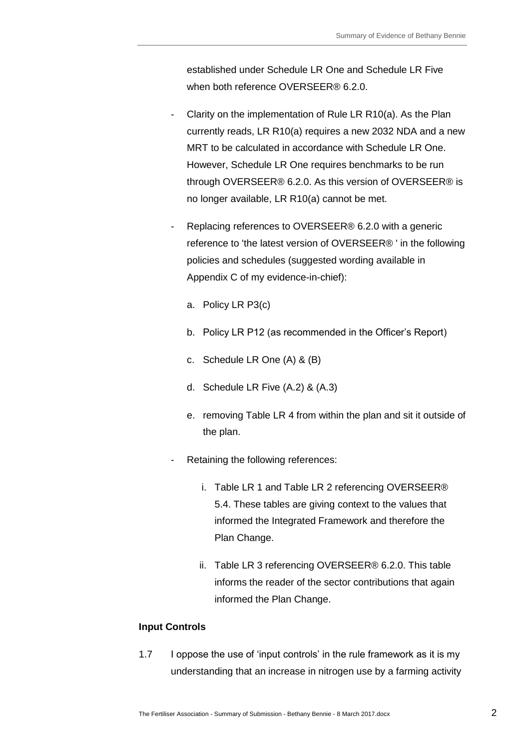established under Schedule LR One and Schedule LR Five when both reference OVERSEER® 6.2.0.

- Clarity on the implementation of Rule LR R10(a). As the Plan currently reads, LR R10(a) requires a new 2032 NDA and a new MRT to be calculated in accordance with Schedule LR One. However, Schedule LR One requires benchmarks to be run through OVERSEER® 6.2.0. As this version of OVERSEER® is no longer available, LR R10(a) cannot be met.
- Replacing references to OVERSEER® 6.2.0 with a generic reference to 'the latest version of OVERSEER® ' in the following policies and schedules (suggested wording available in Appendix C of my evidence-in-chief):
  a. Policy LR P3(c)
  b. Policy LR P12 (as recommended in the Officer's Report)
  c. Schedule LR One (A) & (B)
  d. Schedule LR Five (A.2) & (A.3)
  e. removing Table LR 4 from within the plan and sit it outside of the plan.
- Retaining the following references:
  i. Table LR 1 and Table LR 2 referencing OVERSEER® 5.4. These tables are giving context to the values that informed the Integrated Framework and therefore the Plan Change.
  ii. Table LR 3 referencing OVERSEER® 6.2.0. This table informs the reader of the sector contributions that again informed the Plan Change.

**Input Controls**

1.7 I oppose the use of 'input controls' in the rule framework as it is my understanding that an increase in nitrogen use by a farming activity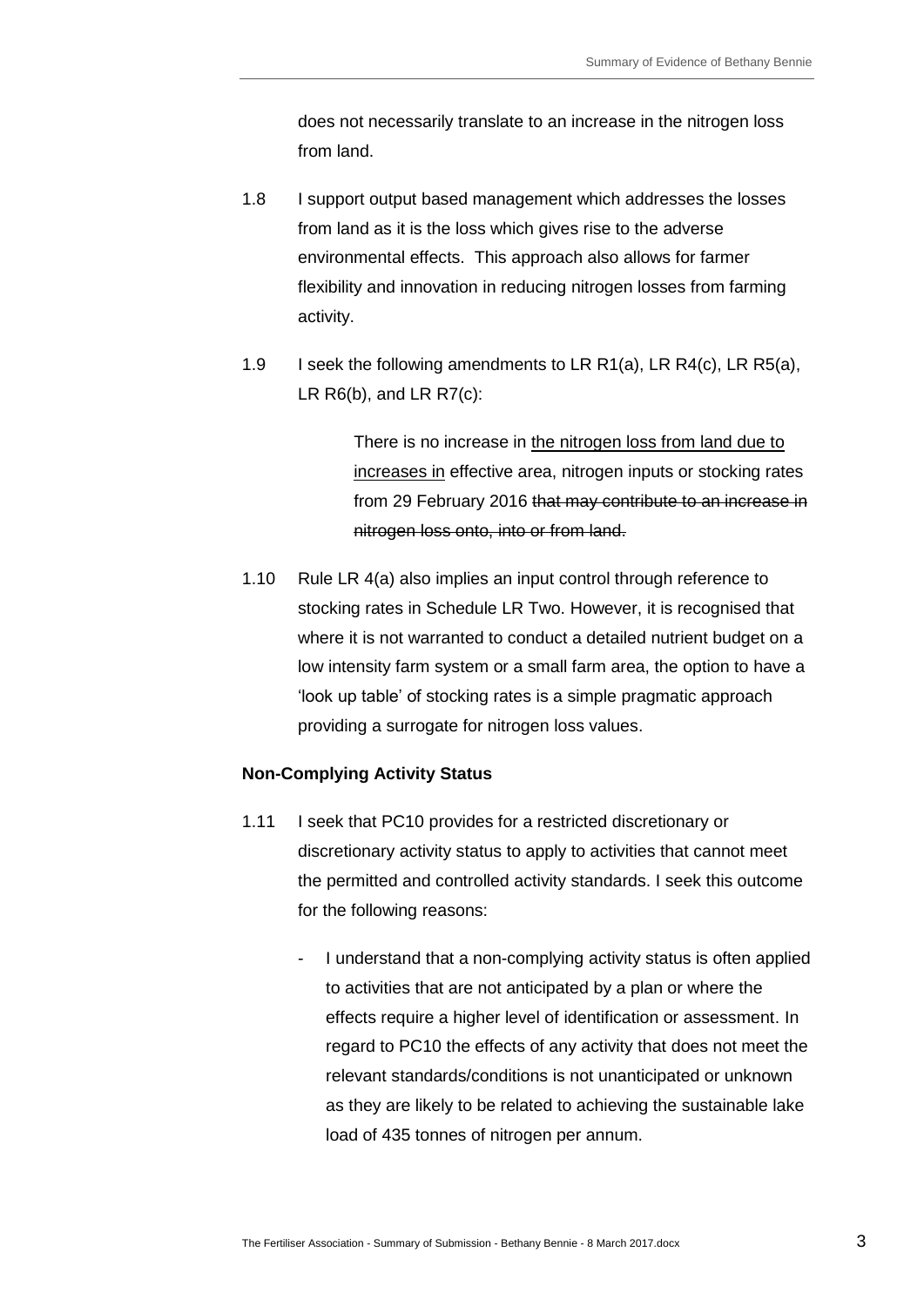does not necessarily translate to an increase in the nitrogen loss from land.

1.8 I support output based management which addresses the losses from land as it is the loss which gives rise to the adverse environmental effects. This approach also allows for farmer flexibility and innovation in reducing nitrogen losses from farming activity.

1.9 I seek the following amendments to LR R1(a), LR R4(c), LR R5(a), LR R6(b), and LR R7(c):

> There is no increase in <u>the nitrogen loss from land due to increases in</u> effective area, nitrogen inputs or stocking rates from 29 February 2016 ~~that may contribute to an increase in nitrogen loss onto, into or from land.~~

1.10 Rule LR 4(a) also implies an input control through reference to stocking rates in Schedule LR Two. However, it is recognised that where it is not warranted to conduct a detailed nutrient budget on a low intensity farm system or a small farm area, the option to have a 'look up table' of stocking rates is a simple pragmatic approach providing a surrogate for nitrogen loss values.

**Non-Complying Activity Status**

1.11 I seek that PC10 provides for a restricted discretionary or discretionary activity status to apply to activities that cannot meet the permitted and controlled activity standards. I seek this outcome for the following reasons:

- I understand that a non-complying activity status is often applied to activities that are not anticipated by a plan or where the effects require a higher level of identification or assessment. In regard to PC10 the effects of any activity that does not meet the relevant standards/conditions is not unanticipated or unknown as they are likely to be related to achieving the sustainable lake load of 435 tonnes of nitrogen per annum.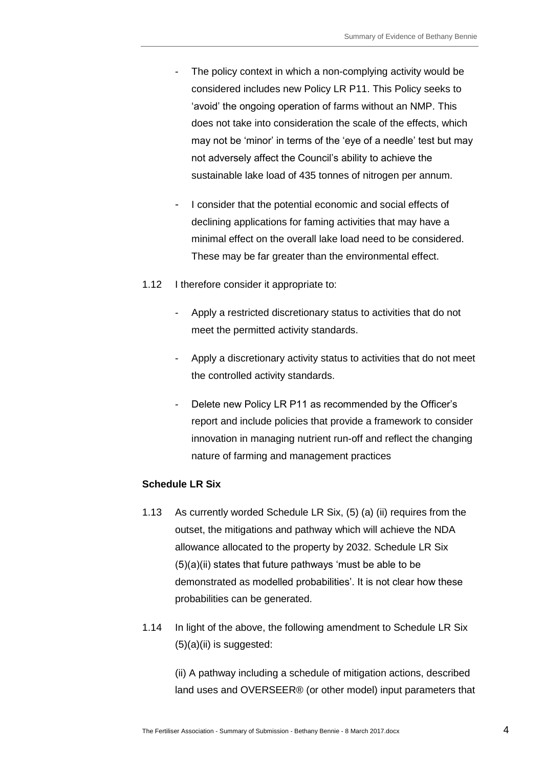- The policy context in which a non-complying activity would be considered includes new Policy LR P11. This Policy seeks to 'avoid' the ongoing operation of farms without an NMP. This does not take into consideration the scale of the effects, which may not be 'minor' in terms of the 'eye of a needle' test but may not adversely affect the Council's ability to achieve the sustainable lake load of 435 tonnes of nitrogen per annum.

- I consider that the potential economic and social effects of declining applications for faming activities that may have a minimal effect on the overall lake load need to be considered. These may be far greater than the environmental effect.

1.12 I therefore consider it appropriate to:

- Apply a restricted discretionary status to activities that do not meet the permitted activity standards.

- Apply a discretionary activity status to activities that do not meet the controlled activity standards.

- Delete new Policy LR P11 as recommended by the Officer's report and include policies that provide a framework to consider innovation in managing nutrient run-off and reflect the changing nature of farming and management practices

**Schedule LR Six**

1.13 As currently worded Schedule LR Six, (5) (a) (ii) requires from the outset, the mitigations and pathway which will achieve the NDA allowance allocated to the property by 2032. Schedule LR Six (5)(a)(ii) states that future pathways 'must be able to be demonstrated as modelled probabilities'. It is not clear how these probabilities can be generated.

1.14 In light of the above, the following amendment to Schedule LR Six (5)(a)(ii) is suggested:

(ii) A pathway including a schedule of mitigation actions, described land uses and OVERSEER® (or other model) input parameters that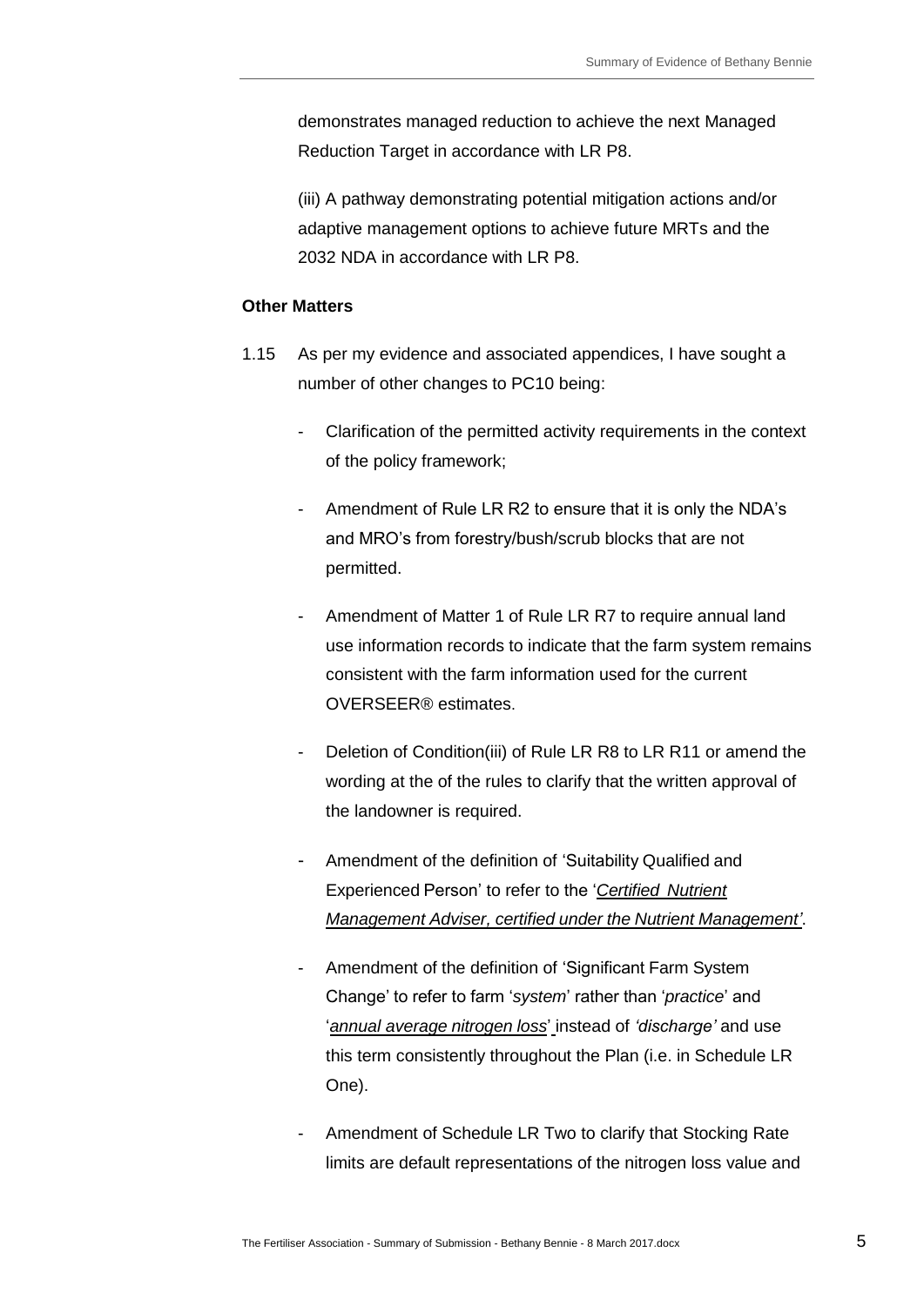demonstrates managed reduction to achieve the next Managed Reduction Target in accordance with LR P8.

(iii) A pathway demonstrating potential mitigation actions and/or adaptive management options to achieve future MRTs and the 2032 NDA in accordance with LR P8.

**Other Matters**

1.15 As per my evidence and associated appendices, I have sought a number of other changes to PC10 being:

- Clarification of the permitted activity requirements in the context of the policy framework;
- Amendment of Rule LR R2 to ensure that it is only the NDA's and MRO's from forestry/bush/scrub blocks that are not permitted.
- Amendment of Matter 1 of Rule LR R7 to require annual land use information records to indicate that the farm system remains consistent with the farm information used for the current OVERSEER® estimates.
- Deletion of Condition(iii) of Rule LR R8 to LR R11 or amend the wording at the of the rules to clarify that the written approval of the landowner is required.
- Amendment of the definition of 'Suitability Qualified and Experienced Person' to refer to the '*<u>Certified Nutrient Management Adviser, certified under the Nutrient Management</u>'*.
- Amendment of the definition of 'Significant Farm System Change' to refer to farm '*system*' rather than '*practice*' and '*<u>annual average nitrogen loss</u>*' instead of *'discharge'* and use this term consistently throughout the Plan (i.e. in Schedule LR One).
- Amendment of Schedule LR Two to clarify that Stocking Rate limits are default representations of the nitrogen loss value and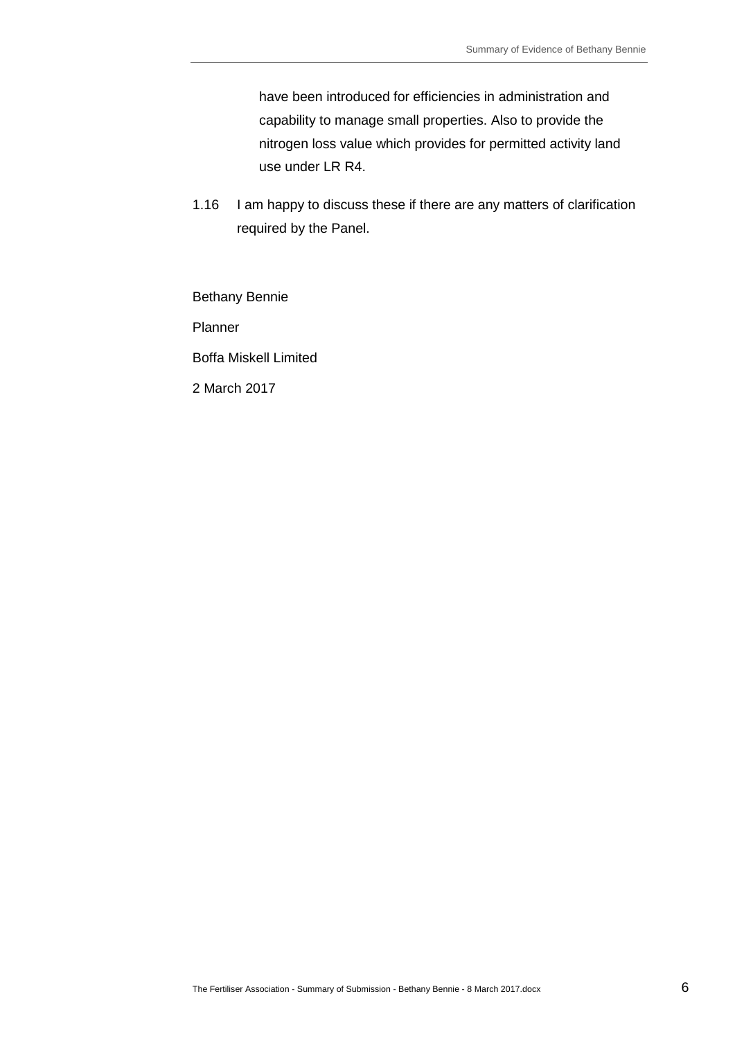have been introduced for efficiencies in administration and capability to manage small properties. Also to provide the nitrogen loss value which provides for permitted activity land use under LR R4.

1.16 I am happy to discuss these if there are any matters of clarification required by the Panel.

Bethany Bennie

Planner

Boffa Miskell Limited

2 March 2017